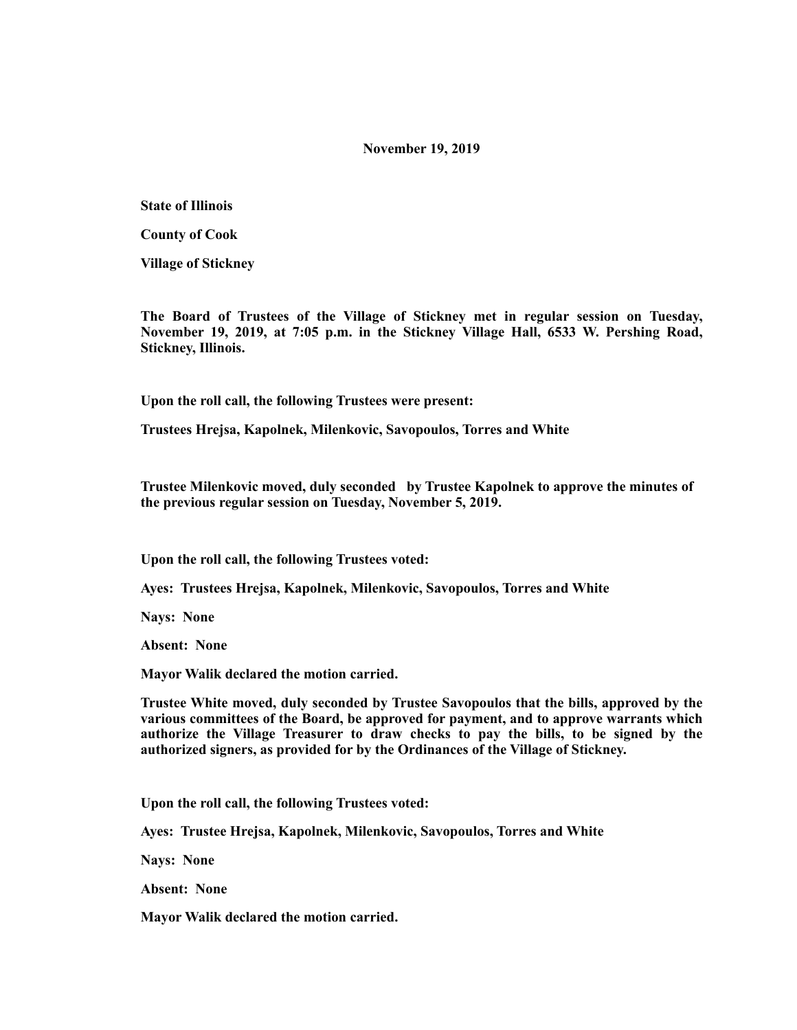**November 19, 2019**

**State of Illinois**

**County of Cook**

**Village of Stickney**

**The Board of Trustees of the Village of Stickney met in regular session on Tuesday, November 19, 2019, at 7:05 p.m. in the Stickney Village Hall, 6533 W. Pershing Road, Stickney, Illinois.**

**Upon the roll call, the following Trustees were present:**

**Trustees Hrejsa, Kapolnek, Milenkovic, Savopoulos, Torres and White**

**Trustee Milenkovic moved, duly seconded by Trustee Kapolnek to approve the minutes of the previous regular session on Tuesday, November 5, 2019.**

**Upon the roll call, the following Trustees voted:**

**Ayes: Trustees Hrejsa, Kapolnek, Milenkovic, Savopoulos, Torres and White**

**Nays: None**

**Absent: None**

**Mayor Walik declared the motion carried.**

**Trustee White moved, duly seconded by Trustee Savopoulos that the bills, approved by the various committees of the Board, be approved for payment, and to approve warrants which authorize the Village Treasurer to draw checks to pay the bills, to be signed by the authorized signers, as provided for by the Ordinances of the Village of Stickney.**

**Upon the roll call, the following Trustees voted:**

**Ayes: Trustee Hrejsa, Kapolnek, Milenkovic, Savopoulos, Torres and White**

**Nays: None**

**Absent: None**

**Mayor Walik declared the motion carried.**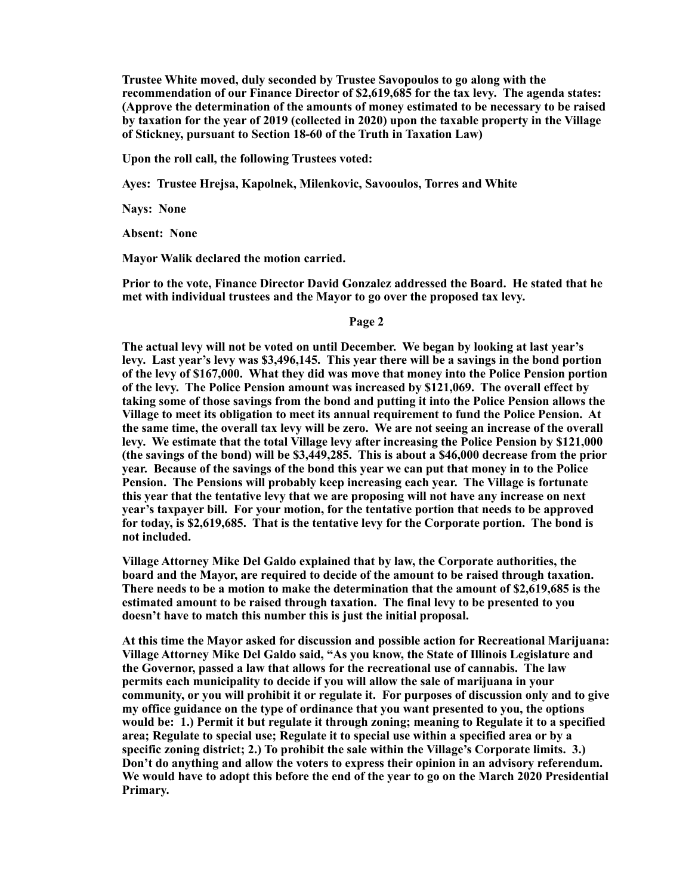Trustee White moved, duly seconded by Trustee Savopoulos to go along with the recommendation of our Finance Director of $2,619,685 for the tax levy. The agenda states: (Approve the determination of the amounts of money estimated to be necessary to be raised by taxation for the year of 2019 (collected in 2020) upon the taxable property in the Village of Stickney, pursuant to Section 18-60 of the Truth in Taxation Law)

Upon the roll call, the following Trustees voted:

Ayes: Trustee Hrejsa, Kapolnek, Milenkovic, Savooulos, Torres and White

Nays: None

Absent: None

Mayor Walik declared the motion carried.

Prior to the vote, Finance Director David Gonzalez addressed the Board. He stated that he met with individual trustees and the Mayor to go over the proposed tax levy.

The actual levy will not be voted on until December. We began by looking at last year's levy. Last year's levy was $3,496,145. This year there will be a savings in the bond portion of the levy of $167,000. What they did was move that money into the Police Pension portion of the levy. The Police Pension amount was increased by $121,069. The overall effect by taking some of those savings from the bond and putting it into the Police Pension allows the Village to meet its obligation to meet its annual requirement to fund the Police Pension. At the same time, the overall tax levy will be zero. We are not seeing an increase of the overall levy. We estimate that the total Village levy after increasing the Police Pension by $121,000 (the savings of the bond) will be $3,449,285. This is about a $46,000 decrease from the prior year. Because of the savings of the bond this year we can put that money in to the Police Pension. The Pensions will probably keep increasing each year. The Village is fortunate this year that the tentative levy that we are proposing will not have any increase on next year's taxpayer bill. For your motion, for the tentative portion that needs to be approved for today, is $2,619,685. That is the tentative levy for the Corporate portion. The bond is not included.

Village Attorney Mike Del Galdo explained that by law, the Corporate authorities, the board and the Mayor, are required to decide of the amount to be raised through taxation. There needs to be a motion to make the determination that the amount of $2,619,685 is the estimated amount to be raised through taxation. The final levy to be presented to you doesn't have to match this number this is just the initial proposal.

At this time the Mayor asked for discussion and possible action for Recreational Marijuana: Village Attorney Mike Del Galdo said, "As you know, the State of Illinois Legislature and the Governor, passed a law that allows for the recreational use of cannabis. The law permits each municipality to decide if you will allow the sale of marijuana in your community, or you will prohibit it or regulate it. For purposes of discussion only and to give my office guidance on the type of ordinance that you want presented to you, the options would be: 1.) Permit it but regulate it through zoning; meaning to Regulate it to a specified area; Regulate to special use; Regulate it to special use within a specified area or by a specific zoning district; 2.) To prohibit the sale within the Village's Corporate limits. 3.) Don't do anything and allow the voters to express their opinion in an advisory referendum. We would have to adopt this before the end of the year to go on the March 2020 Presidential Primary.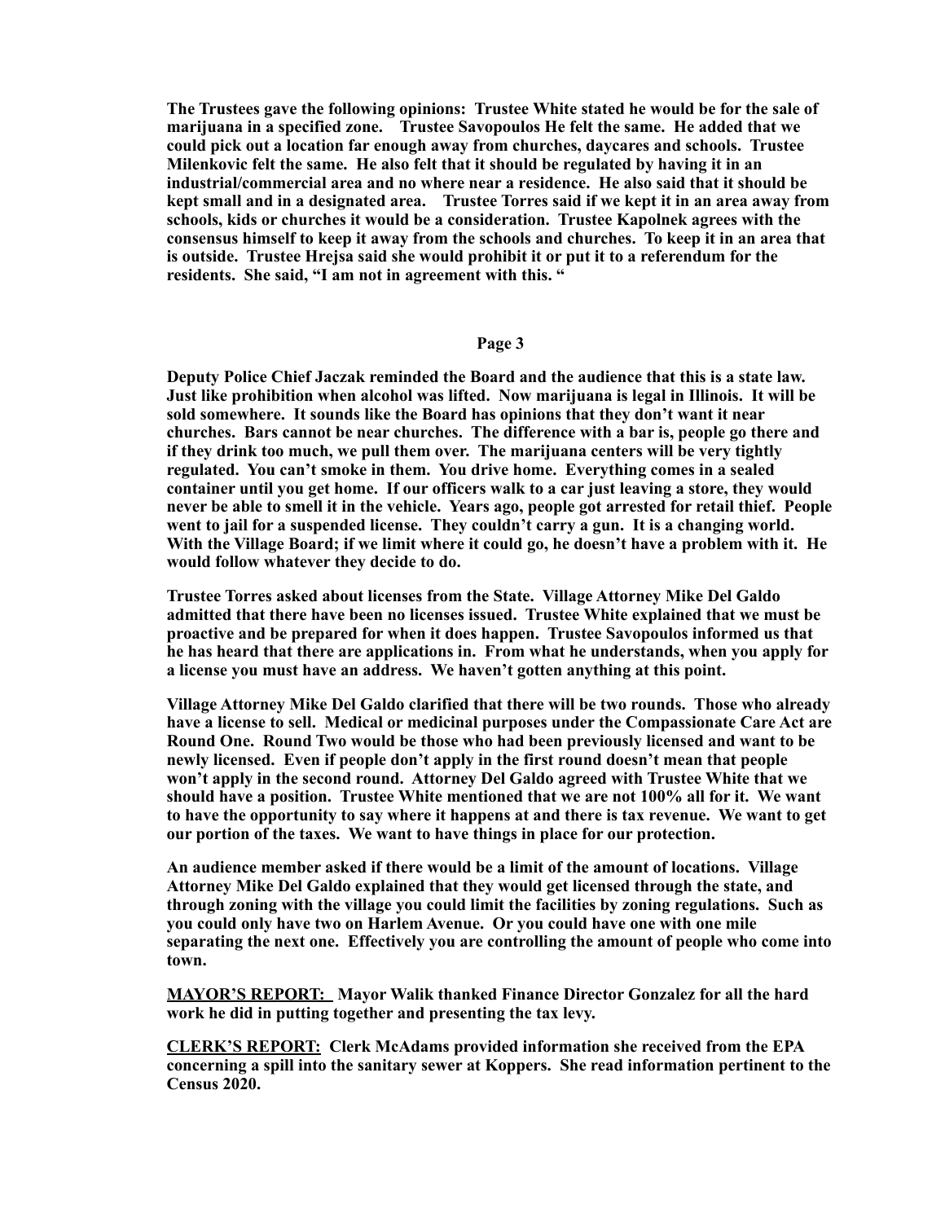**The Trustees gave the following opinions: Trustee White stated he would be for the sale of marijuana in a specified zone. Trustee Savopoulos He felt the same. He added that we could pick out a location far enough away from churches, daycares and schools. Trustee Milenkovic felt the same. He also felt that it should be regulated by having it in an industrial/commercial area and no where near a residence. He also said that it should be kept small and in a designated area. Trustee Torres said if we kept it in an area away from schools, kids or churches it would be a consideration. Trustee Kapolnek agrees with the consensus himself to keep it away from the schools and churches. To keep it in an area that is outside. Trustee Hrejsa said she would prohibit it or put it to a referendum for the residents. She said, "I am not in agreement with this. "**

**Page 3**

**Deputy Police Chief Jaczak reminded the Board and the audience that this is a state law. Just like prohibition when alcohol was lifted. Now marijuana is legal in Illinois. It will be sold somewhere. It sounds like the Board has opinions that they don't want it near churches. Bars cannot be near churches. The difference with a bar is, people go there and if they drink too much, we pull them over. The marijuana centers will be very tightly regulated. You can't smoke in them. You drive home. Everything comes in a sealed container until you get home. If our officers walk to a car just leaving a store, they would never be able to smell it in the vehicle. Years ago, people got arrested for retail thief. People went to jail for a suspended license. They couldn't carry a gun. It is a changing world. With the Village Board; if we limit where it could go, he doesn't have a problem with it. He would follow whatever they decide to do.**

**Trustee Torres asked about licenses from the State. Village Attorney Mike Del Galdo admitted that there have been no licenses issued. Trustee White explained that we must be proactive and be prepared for when it does happen. Trustee Savopoulos informed us that he has heard that there are applications in. From what he understands, when you apply for a license you must have an address. We haven't gotten anything at this point.**

**Village Attorney Mike Del Galdo clarified that there will be two rounds. Those who already have a license to sell. Medical or medicinal purposes under the Compassionate Care Act are Round One. Round Two would be those who had been previously licensed and want to be newly licensed. Even if people don't apply in the first round doesn't mean that people won't apply in the second round. Attorney Del Galdo agreed with Trustee White that we should have a position. Trustee White mentioned that we are not 100% all for it. We want to have the opportunity to say where it happens at and there is tax revenue. We want to get our portion of the taxes. We want to have things in place for our protection.**

**An audience member asked if there would be a limit of the amount of locations. Village Attorney Mike Del Galdo explained that they would get licensed through the state, and through zoning with the village you could limit the facilities by zoning regulations. Such as you could only have two on Harlem Avenue. Or you could have one with one mile separating the next one. Effectively you are controlling the amount of people who come into town.**

**<u>MAYOR'S REPORT:</u> Mayor Walik thanked Finance Director Gonzalez for all the hard work he did in putting together and presenting the tax levy.**

**<u>CLERK'S REPORT:</u> Clerk McAdams provided information she received from the EPA concerning a spill into the sanitary sewer at Koppers. She read information pertinent to the Census 2020.**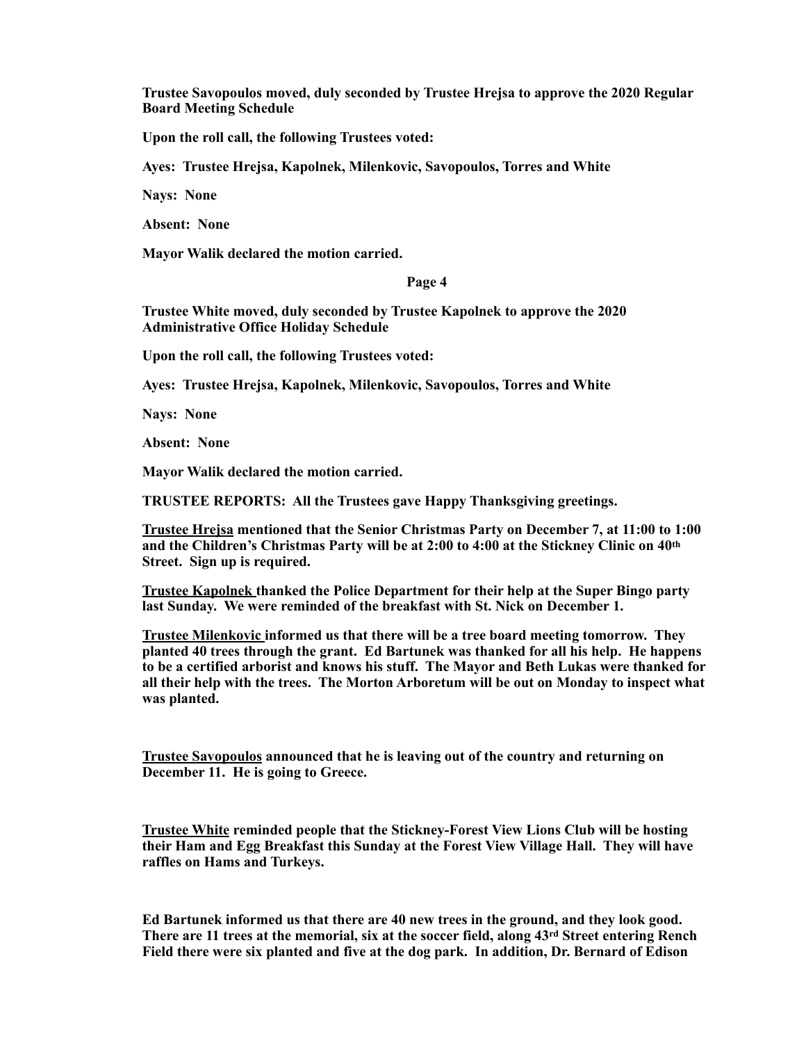**Trustee Savopoulos moved, duly seconded by Trustee Hrejsa to approve the 2020 Regular Board Meeting Schedule**

**Upon the roll call, the following Trustees voted:**

**Ayes: Trustee Hrejsa, Kapolnek, Milenkovic, Savopoulos, Torres and White**

**Nays: None**

**Absent: None**

**Mayor Walik declared the motion carried.**

**Trustee White moved, duly seconded by Trustee Kapolnek to approve the 2020 Administrative Office Holiday Schedule**

**Upon the roll call, the following Trustees voted:**

**Ayes: Trustee Hrejsa, Kapolnek, Milenkovic, Savopoulos, Torres and White**

**Nays: None**

**Absent: None**

**Mayor Walik declared the motion carried.**

**TRUSTEE REPORTS: All the Trustees gave Happy Thanksgiving greetings.**

**<u>Trustee Hrejsa</u> mentioned that the Senior Christmas Party on December 7, at 11:00 to 1:00 and the Children's Christmas Party will be at 2:00 to 4:00 at the Stickney Clinic on 40th Street. Sign up is required.**

**<u>Trustee Kapolnek</u> thanked the Police Department for their help at the Super Bingo party last Sunday. We were reminded of the breakfast with St. Nick on December 1.**

**<u>Trustee Milenkovic</u> informed us that there will be a tree board meeting tomorrow. They planted 40 trees through the grant. Ed Bartunek was thanked for all his help. He happens to be a certified arborist and knows his stuff. The Mayor and Beth Lukas were thanked for all their help with the trees. The Morton Arboretum will be out on Monday to inspect what was planted.**

**<u>Trustee Savopoulos</u> announced that he is leaving out of the country and returning on December 11. He is going to Greece.**

**<u>Trustee White</u> reminded people that the Stickney-Forest View Lions Club will be hosting their Ham and Egg Breakfast this Sunday at the Forest View Village Hall. They will have raffles on Hams and Turkeys.**

**Ed Bartunek informed us that there are 40 new trees in the ground, and they look good. There are 11 trees at the memorial, six at the soccer field, along 43rd Street entering Rench Field there were six planted and five at the dog park. In addition, Dr. Bernard of Edison**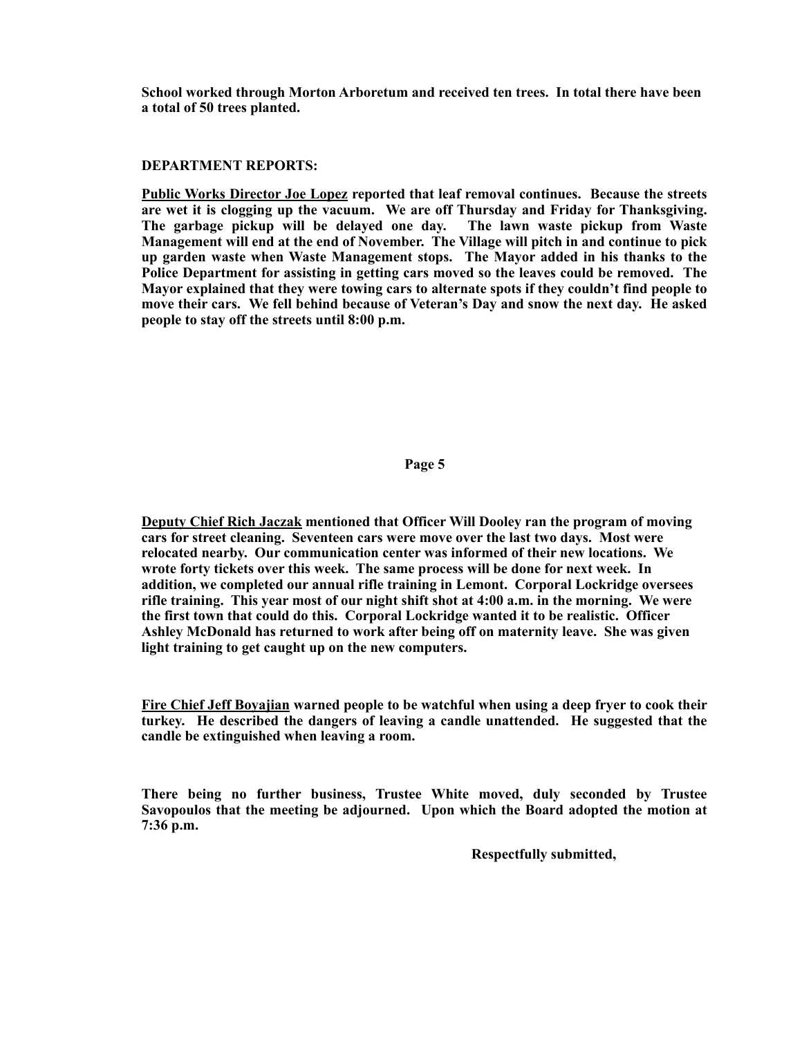**School worked through Morton Arboretum and received ten trees. In total there have been a total of 50 trees planted.**

**DEPARTMENT REPORTS:**

**Public Works Director Joe Lopez reported that leaf removal continues. Because the streets are wet it is clogging up the vacuum. We are off Thursday and Friday for Thanksgiving. The garbage pickup will be delayed one day. The lawn waste pickup from Waste Management will end at the end of November. The Village will pitch in and continue to pick up garden waste when Waste Management stops. The Mayor added in his thanks to the Police Department for assisting in getting cars moved so the leaves could be removed. The Mayor explained that they were towing cars to alternate spots if they couldn't find people to move their cars. We fell behind because of Veteran's Day and snow the next day. He asked people to stay off the streets until 8:00 p.m.**

**Deputy Chief Rich Jaczak mentioned that Officer Will Dooley ran the program of moving cars for street cleaning. Seventeen cars were move over the last two days. Most were relocated nearby. Our communication center was informed of their new locations. We wrote forty tickets over this week. The same process will be done for next week. In addition, we completed our annual rifle training in Lemont. Corporal Lockridge oversees rifle training. This year most of our night shift shot at 4:00 a.m. in the morning. We were the first town that could do this. Corporal Lockridge wanted it to be realistic. Officer Ashley McDonald has returned to work after being off on maternity leave. She was given light training to get caught up on the new computers.**

**Fire Chief Jeff Boyajian warned people to be watchful when using a deep fryer to cook their turkey. He described the dangers of leaving a candle unattended. He suggested that the candle be extinguished when leaving a room.**

**There being no further business, Trustee White moved, duly seconded by Trustee Savopoulos that the meeting be adjourned. Upon which the Board adopted the motion at 7:36 p.m.**

**Respectfully submitted,**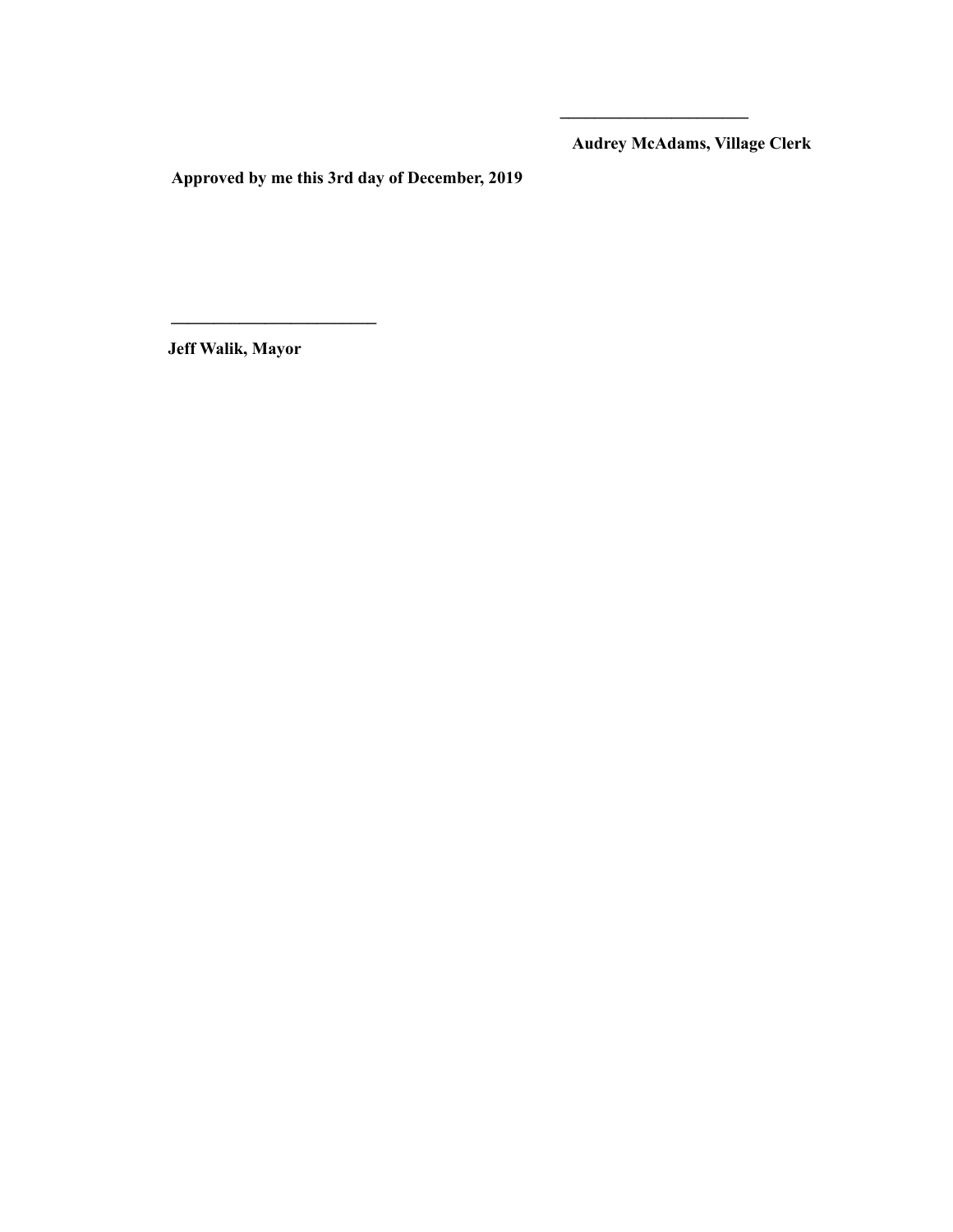\_\_\_\_\_\_\_\_\_\_\_\_\_\_\_\_\_\_\_\_\_\_

**Audrey McAdams, Village Clerk**

**Approved by me this 3rd day of December, 2019**

\_\_\_\_\_\_\_\_\_\_\_\_\_\_\_\_\_\_\_\_\_\_\_\_

**Jeff Walik, Mayor**